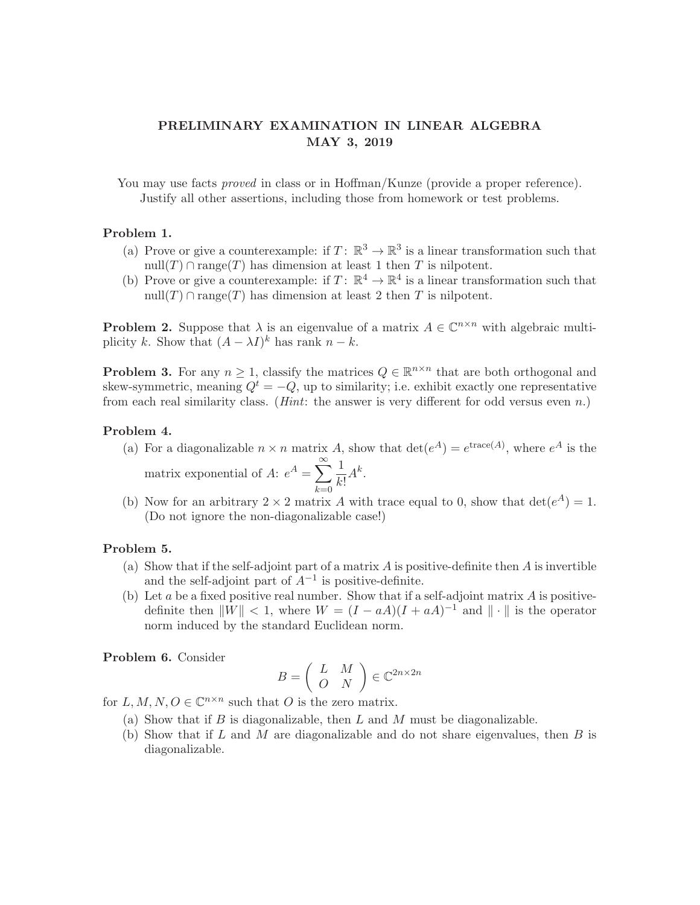# PRELIMINARY EXAMINATION IN LINEAR ALGEBRA
## MAY 3, 2019

You may use facts *proved* in class or in Hoffman/Kunze (provide a proper reference). Justify all other assertions, including those from homework or test problems.

**Problem 1.**

(a) Prove or give a counterexample: if $T\colon \mathbb{R}^3 \to \mathbb{R}^3$ is a linear transformation such that $\text{null}(T) \cap \text{range}(T)$ has dimension at least 1 then $T$ is nilpotent.

(b) Prove or give a counterexample: if $T\colon \mathbb{R}^4 \to \mathbb{R}^4$ is a linear transformation such that $\text{null}(T) \cap \text{range}(T)$ has dimension at least 2 then $T$ is nilpotent.

**Problem 2.** Suppose that $\lambda$ is an eigenvalue of a matrix $A \in \mathbb{C}^{n\times n}$ with algebraic multiplicity $k$. Show that $(A - \lambda I)^k$ has rank $n - k$.

**Problem 3.** For any $n \geq 1$, classify the matrices $Q \in \mathbb{R}^{n\times n}$ that are both orthogonal and skew-symmetric, meaning $Q^t = -Q$, up to similarity; i.e. exhibit exactly one representative from each real similarity class. (*Hint*: the answer is very different for odd versus even $n$.)

**Problem 4.**

(a) For a diagonalizable $n \times n$ matrix $A$, show that $\det(e^A) = e^{\text{trace}(A)}$, where $e^A$ is the matrix exponential of $A$: $e^A = \displaystyle\sum_{k=0}^{\infty} \frac{1}{k!} A^k$.

(b) Now for an arbitrary $2 \times 2$ matrix $A$ with trace equal to 0, show that $\det(e^A) = 1$. (Do not ignore the non-diagonalizable case!)

**Problem 5.**

(a) Show that if the self-adjoint part of a matrix $A$ is positive-definite then $A$ is invertible and the self-adjoint part of $A^{-1}$ is positive-definite.

(b) Let $a$ be a fixed positive real number. Show that if a self-adjoint matrix $A$ is positive-definite then $\|W\| < 1$, where $W = (I - aA)(I + aA)^{-1}$ and $\|\cdot\|$ is the operator norm induced by the standard Euclidean norm.

**Problem 6.** Consider

$$B = \begin{pmatrix} L & M \\ O & N \end{pmatrix} \in \mathbb{C}^{2n\times 2n}$$

for $L, M, N, O \in \mathbb{C}^{n\times n}$ such that $O$ is the zero matrix.

(a) Show that if $B$ is diagonalizable, then $L$ and $M$ must be diagonalizable.

(b) Show that if $L$ and $M$ are diagonalizable and do not share eigenvalues, then $B$ is diagonalizable.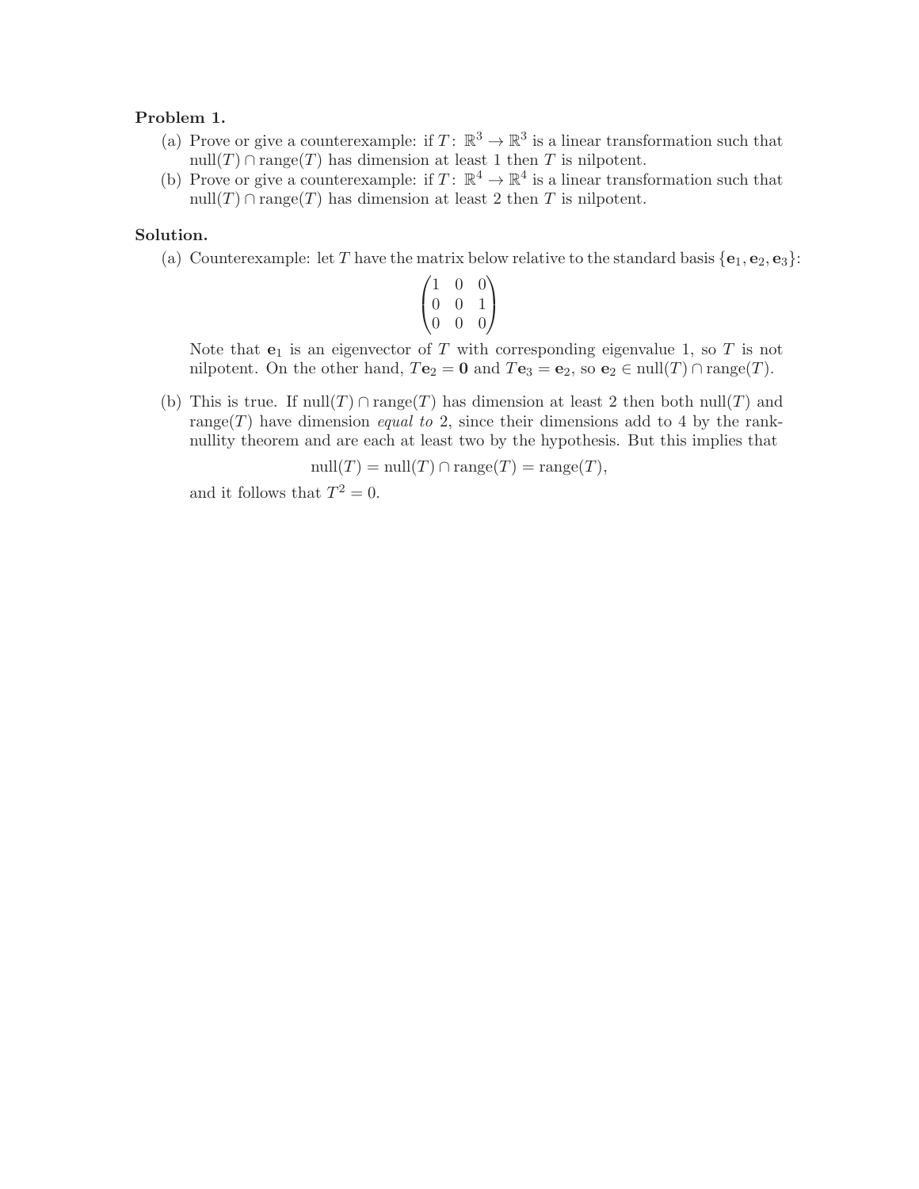**Problem 1.**

(a) Prove or give a counterexample: if $T\colon \mathbb{R}^3 \to \mathbb{R}^3$ is a linear transformation such that $\operatorname{null}(T) \cap \operatorname{range}(T)$ has dimension at least 1 then $T$ is nilpotent.

(b) Prove or give a counterexample: if $T\colon \mathbb{R}^4 \to \mathbb{R}^4$ is a linear transformation such that $\operatorname{null}(T) \cap \operatorname{range}(T)$ has dimension at least 2 then $T$ is nilpotent.

**Solution.**

(a) Counterexample: let $T$ have the matrix below relative to the standard basis $\{\mathbf{e}_1, \mathbf{e}_2, \mathbf{e}_3\}$:

$$\begin{pmatrix} 1 & 0 & 0 \\ 0 & 0 & 1 \\ 0 & 0 & 0 \end{pmatrix}$$

Note that $\mathbf{e}_1$ is an eigenvector of $T$ with corresponding eigenvalue 1, so $T$ is not nilpotent. On the other hand, $T\mathbf{e}_2 = \mathbf{0}$ and $T\mathbf{e}_3 = \mathbf{e}_2$, so $\mathbf{e}_2 \in \operatorname{null}(T) \cap \operatorname{range}(T)$.

(b) This is true. If $\operatorname{null}(T) \cap \operatorname{range}(T)$ has dimension at least 2 then both $\operatorname{null}(T)$ and $\operatorname{range}(T)$ have dimension *equal to* 2, since their dimensions add to 4 by the rank-nullity theorem and are each at least two by the hypothesis. But this implies that

$$\operatorname{null}(T) = \operatorname{null}(T) \cap \operatorname{range}(T) = \operatorname{range}(T),$$

and it follows that $T^2 = 0$.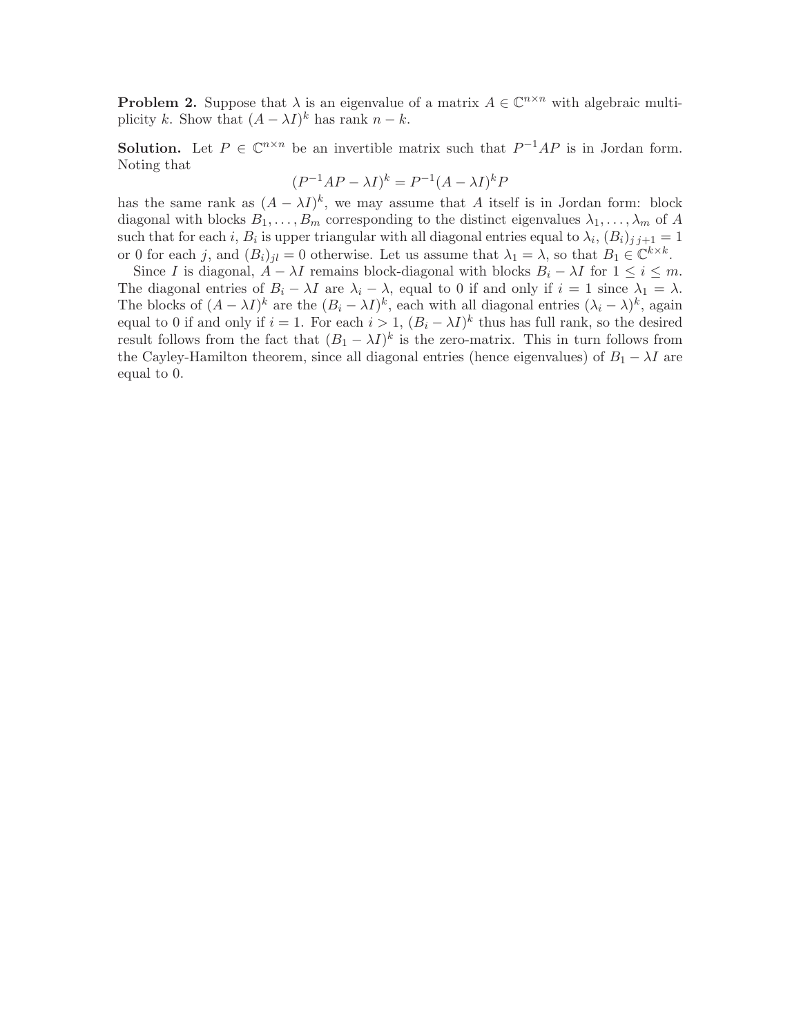**Problem 2.** Suppose that $\lambda$ is an eigenvalue of a matrix $A \in \mathbb{C}^{n\times n}$ with algebraic multiplicity $k$. Show that $(A - \lambda I)^k$ has rank $n - k$.

**Solution.** Let $P \in \mathbb{C}^{n\times n}$ be an invertible matrix such that $P^{-1}AP$ is in Jordan form. Noting that

$$(P^{-1}AP - \lambda I)^k = P^{-1}(A - \lambda I)^k P$$

has the same rank as $(A - \lambda I)^k$, we may assume that $A$ itself is in Jordan form: block diagonal with blocks $B_1, \ldots, B_m$ corresponding to the distinct eigenvalues $\lambda_1, \ldots, \lambda_m$ of $A$ such that for each $i$, $B_i$ is upper triangular with all diagonal entries equal to $\lambda_i$, $(B_i)_{j\,j+1} = 1$ or 0 for each $j$, and $(B_i)_{jl} = 0$ otherwise. Let us assume that $\lambda_1 = \lambda$, so that $B_1 \in \mathbb{C}^{k\times k}$.

Since $I$ is diagonal, $A - \lambda I$ remains block-diagonal with blocks $B_i - \lambda I$ for $1 \le i \le m$. The diagonal entries of $B_i - \lambda I$ are $\lambda_i - \lambda$, equal to 0 if and only if $i = 1$ since $\lambda_1 = \lambda$. The blocks of $(A - \lambda I)^k$ are the $(B_i - \lambda I)^k$, each with all diagonal entries $(\lambda_i - \lambda)^k$, again equal to 0 if and only if $i = 1$. For each $i > 1$, $(B_i - \lambda I)^k$ thus has full rank, so the desired result follows from the fact that $(B_1 - \lambda I)^k$ is the zero-matrix. This in turn follows from the Cayley-Hamilton theorem, since all diagonal entries (hence eigenvalues) of $B_1 - \lambda I$ are equal to 0.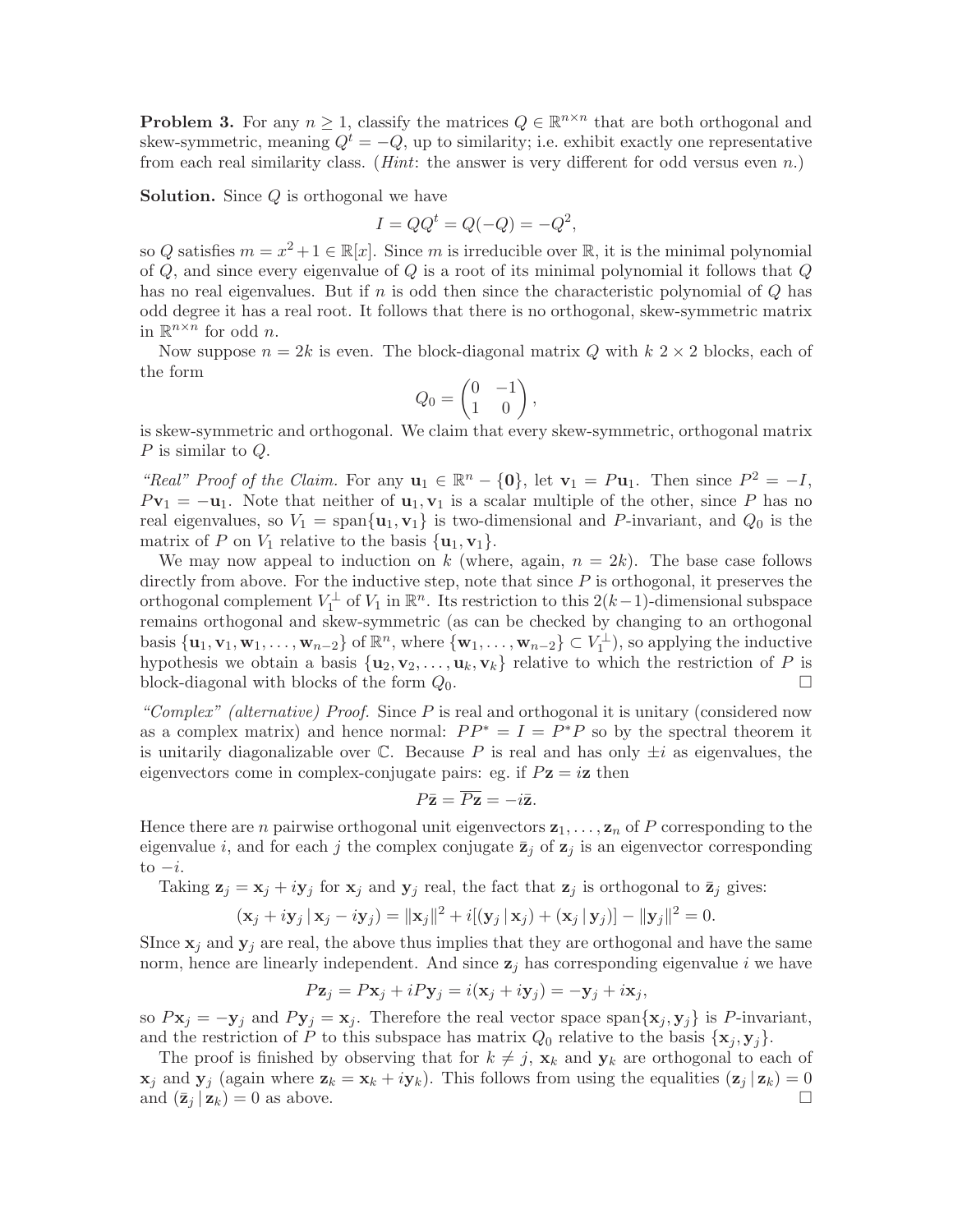**Problem 3.** For any $n \geq 1$, classify the matrices $Q \in \mathbb{R}^{n\times n}$ that are both orthogonal and skew-symmetric, meaning $Q^t = -Q$, up to similarity; i.e. exhibit exactly one representative from each real similarity class. (*Hint*: the answer is very different for odd versus even $n$.)

**Solution.** Since $Q$ is orthogonal we have

$$I = QQ^t = Q(-Q) = -Q^2,$$

so $Q$ satisfies $m = x^2+1 \in \mathbb{R}[x]$. Since $m$ is irreducible over $\mathbb{R}$, it is the minimal polynomial of $Q$, and since every eigenvalue of $Q$ is a root of its minimal polynomial it follows that $Q$ has no real eigenvalues. But if $n$ is odd then since the characteristic polynomial of $Q$ has odd degree it has a real root. It follows that there is no orthogonal, skew-symmetric matrix in $\mathbb{R}^{n\times n}$ for odd $n$.

Now suppose $n = 2k$ is even. The block-diagonal matrix $Q$ with $k$ $2\times 2$ blocks, each of the form

$$Q_0 = \begin{pmatrix} 0 & -1 \\ 1 & 0 \end{pmatrix},$$

is skew-symmetric and orthogonal. We claim that every skew-symmetric, orthogonal matrix $P$ is similar to $Q$.

*"Real" Proof of the Claim.* For any $\mathbf{u}_1 \in \mathbb{R}^n - \{\mathbf{0}\}$, let $\mathbf{v}_1 = P\mathbf{u}_1$. Then since $P^2 = -I$, $P\mathbf{v}_1 = -\mathbf{u}_1$. Note that neither of $\mathbf{u}_1, \mathbf{v}_1$ is a scalar multiple of the other, since $P$ has no real eigenvalues, so $V_1 = \operatorname{span}\{\mathbf{u}_1, \mathbf{v}_1\}$ is two-dimensional and $P$-invariant, and $Q_0$ is the matrix of $P$ on $V_1$ relative to the basis $\{\mathbf{u}_1, \mathbf{v}_1\}$.

We may now appeal to induction on $k$ (where, again, $n = 2k$). The base case follows directly from above. For the inductive step, note that since $P$ is orthogonal, it preserves the orthogonal complement $V_1^\perp$ of $V_1$ in $\mathbb{R}^n$. Its restriction to this $2(k-1)$-dimensional subspace remains orthogonal and skew-symmetric (as can be checked by changing to an orthogonal basis $\{\mathbf{u}_1, \mathbf{v}_1, \mathbf{w}_1, \ldots, \mathbf{w}_{n-2}\}$ of $\mathbb{R}^n$, where $\{\mathbf{w}_1, \ldots, \mathbf{w}_{n-2}\} \subset V_1^\perp$), so applying the inductive hypothesis we obtain a basis $\{\mathbf{u}_2, \mathbf{v}_2, \ldots, \mathbf{u}_k, \mathbf{v}_k\}$ relative to which the restriction of $P$ is block-diagonal with blocks of the form $Q_0$. $\square$

*"Complex" (alternative) Proof.* Since $P$ is real and orthogonal it is unitary (considered now as a complex matrix) and hence normal: $PP^* = I = P^*P$ so by the spectral theorem it is unitarily diagonalizable over $\mathbb{C}$. Because $P$ is real and has only $\pm i$ as eigenvalues, the eigenvectors come in complex-conjugate pairs: eg. if $P\mathbf{z} = i\mathbf{z}$ then

$$P\bar{\mathbf{z}} = \overline{P\mathbf{z}} = -i\bar{\mathbf{z}}.$$

Hence there are $n$ pairwise orthogonal unit eigenvectors $\mathbf{z}_1, \ldots, \mathbf{z}_n$ of $P$ corresponding to the eigenvalue $i$, and for each $j$ the complex conjugate $\bar{\mathbf{z}}_j$ of $\mathbf{z}_j$ is an eigenvector corresponding to $-i$.

Taking $\mathbf{z}_j = \mathbf{x}_j + i\mathbf{y}_j$ for $\mathbf{x}_j$ and $\mathbf{y}_j$ real, the fact that $\mathbf{z}_j$ is orthogonal to $\bar{\mathbf{z}}_j$ gives:

$$(\mathbf{x}_j + i\mathbf{y}_j \,|\, \mathbf{x}_j - i\mathbf{y}_j) = \|\mathbf{x}_j\|^2 + i[(\mathbf{y}_j \,|\, \mathbf{x}_j) + (\mathbf{x}_j \,|\, \mathbf{y}_j)] - \|\mathbf{y}_j\|^2 = 0.$$

SInce $\mathbf{x}_j$ and $\mathbf{y}_j$ are real, the above thus implies that they are orthogonal and have the same norm, hence are linearly independent. And since $\mathbf{z}_j$ has corresponding eigenvalue $i$ we have

$$P\mathbf{z}_j = P\mathbf{x}_j + iP\mathbf{y}_j = i(\mathbf{x}_j + i\mathbf{y}_j) = -\mathbf{y}_j + i\mathbf{x}_j,$$

so $P\mathbf{x}_j = -\mathbf{y}_j$ and $P\mathbf{y}_j = \mathbf{x}_j$. Therefore the real vector space $\operatorname{span}\{\mathbf{x}_j, \mathbf{y}_j\}$ is $P$-invariant, and the restriction of $P$ to this subspace has matrix $Q_0$ relative to the basis $\{\mathbf{x}_j, \mathbf{y}_j\}$.

The proof is finished by observing that for $k \neq j$, $\mathbf{x}_k$ and $\mathbf{y}_k$ are orthogonal to each of $\mathbf{x}_j$ and $\mathbf{y}_j$ (again where $\mathbf{z}_k = \mathbf{x}_k + i\mathbf{y}_k$). This follows from using the equalities $(\mathbf{z}_j \,|\, \mathbf{z}_k) = 0$ and $(\bar{\mathbf{z}}_j \,|\, \mathbf{z}_k) = 0$ as above. $\square$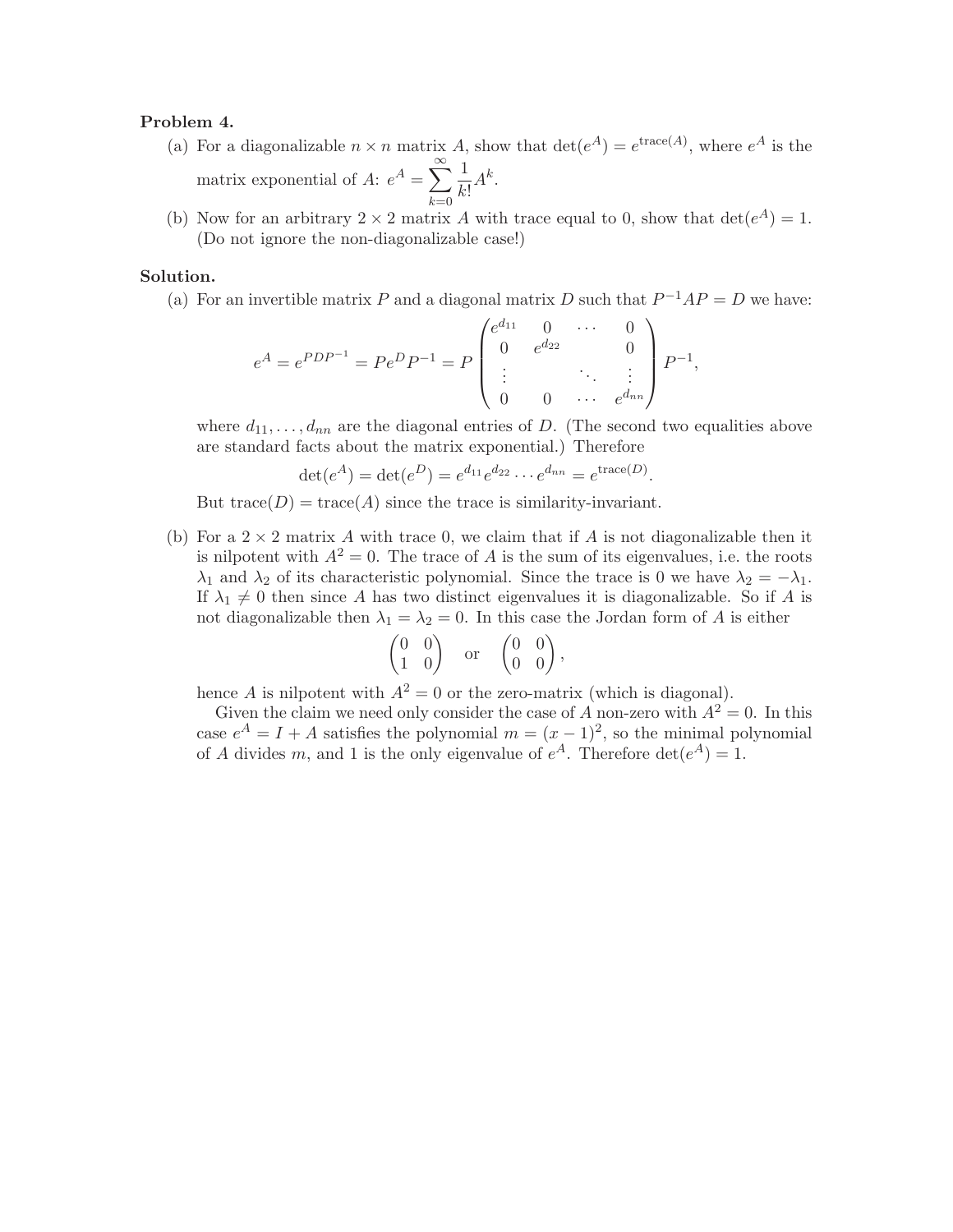**Problem 4.**

(a) For a diagonalizable $n \times n$ matrix $A$, show that $\det(e^A) = e^{\text{trace}(A)}$, where $e^A$ is the matrix exponential of $A$: $e^A = \displaystyle\sum_{k=0}^{\infty} \frac{1}{k!} A^k$.

(b) Now for an arbitrary $2 \times 2$ matrix $A$ with trace equal to 0, show that $\det(e^A) = 1$. (Do not ignore the non-diagonalizable case!)

**Solution.**

(a) For an invertible matrix $P$ and a diagonal matrix $D$ such that $P^{-1}AP = D$ we have:

$$e^A = e^{PDP^{-1}} = Pe^D P^{-1} = P \begin{pmatrix} e^{d_{11}} & 0 & \cdots & 0 \\ 0 & e^{d_{22}} & & 0 \\ \vdots & & \ddots & \vdots \\ 0 & 0 & \cdots & e^{d_{nn}} \end{pmatrix} P^{-1},$$

where $d_{11}, \ldots, d_{nn}$ are the diagonal entries of $D$. (The second two equalities above are standard facts about the matrix exponential.) Therefore

$$\det(e^A) = \det(e^D) = e^{d_{11}} e^{d_{22}} \cdots e^{d_{nn}} = e^{\text{trace}(D)}.$$

But $\text{trace}(D) = \text{trace}(A)$ since the trace is similarity-invariant.

(b) For a $2 \times 2$ matrix $A$ with trace 0, we claim that if $A$ is not diagonalizable then it is nilpotent with $A^2 = 0$. The trace of $A$ is the sum of its eigenvalues, i.e. the roots $\lambda_1$ and $\lambda_2$ of its characteristic polynomial. Since the trace is 0 we have $\lambda_2 = -\lambda_1$. If $\lambda_1 \neq 0$ then since $A$ has two distinct eigenvalues it is diagonalizable. So if $A$ is not diagonalizable then $\lambda_1 = \lambda_2 = 0$. In this case the Jordan form of $A$ is either

$$\begin{pmatrix} 0 & 0 \\ 1 & 0 \end{pmatrix} \quad \text{or} \quad \begin{pmatrix} 0 & 0 \\ 0 & 0 \end{pmatrix},$$

hence $A$ is nilpotent with $A^2 = 0$ or the zero-matrix (which is diagonal).

Given the claim we need only consider the case of $A$ non-zero with $A^2 = 0$. In this case $e^A = I + A$ satisfies the polynomial $m = (x-1)^2$, so the minimal polynomial of $A$ divides $m$, and 1 is the only eigenvalue of $e^A$. Therefore $\det(e^A) = 1$.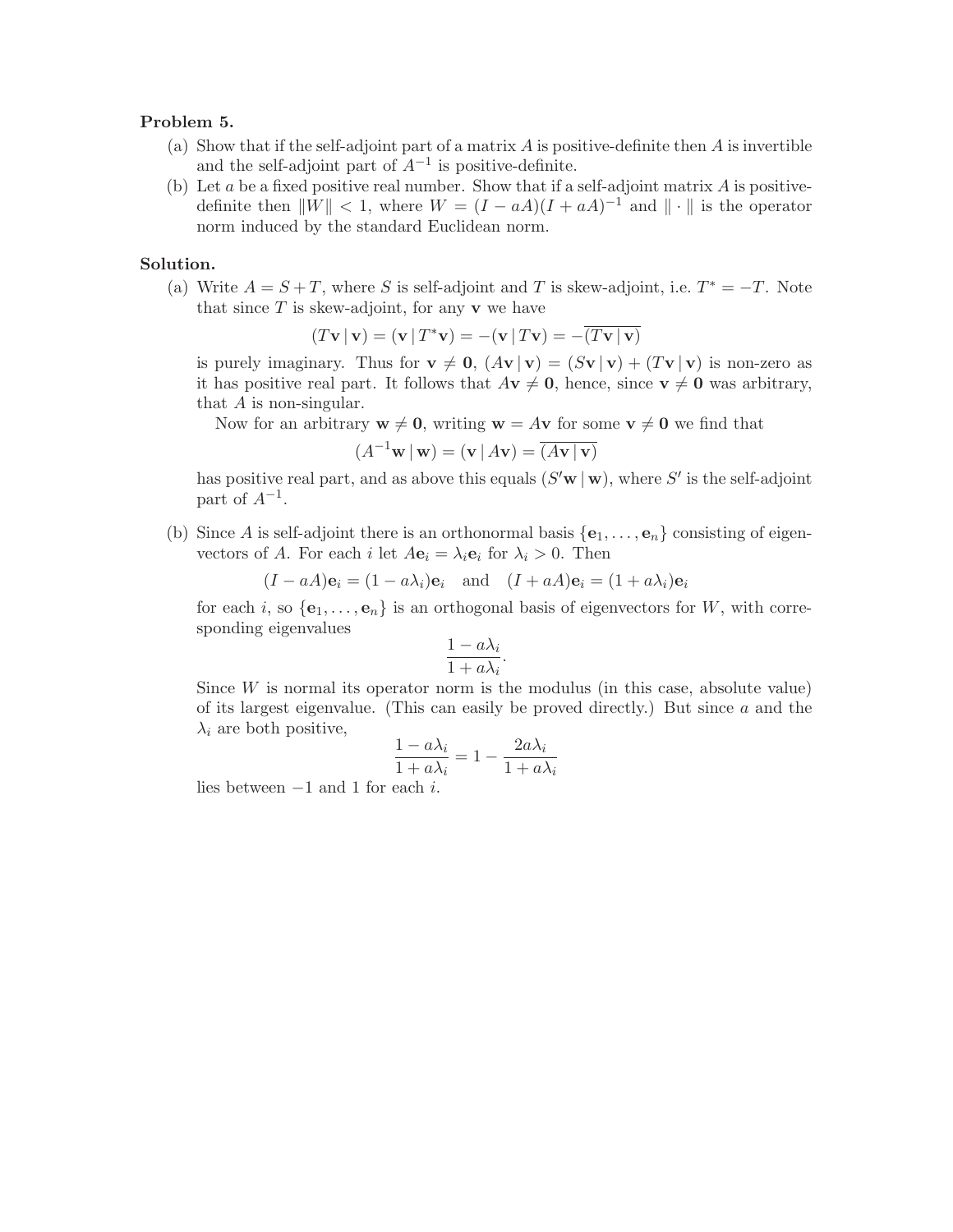**Problem 5.**

(a) Show that if the self-adjoint part of a matrix $A$ is positive-definite then $A$ is invertible and the self-adjoint part of $A^{-1}$ is positive-definite.

(b) Let $a$ be a fixed positive real number. Show that if a self-adjoint matrix $A$ is positive-definite then $\|W\| < 1$, where $W = (I - aA)(I + aA)^{-1}$ and $\|\cdot\|$ is the operator norm induced by the standard Euclidean norm.

**Solution.**

(a) Write $A = S + T$, where $S$ is self-adjoint and $T$ is skew-adjoint, i.e. $T^* = -T$. Note that since $T$ is skew-adjoint, for any $\mathbf{v}$ we have

$$(T\mathbf{v} \,|\, \mathbf{v}) = (\mathbf{v} \,|\, T^*\mathbf{v}) = -(\mathbf{v} \,|\, T\mathbf{v}) = -\overline{(T\mathbf{v} \,|\, \mathbf{v})}$$

is purely imaginary. Thus for $\mathbf{v} \neq \mathbf{0}$, $(A\mathbf{v} \,|\, \mathbf{v}) = (S\mathbf{v} \,|\, \mathbf{v}) + (T\mathbf{v} \,|\, \mathbf{v})$ is non-zero as it has positive real part. It follows that $A\mathbf{v} \neq \mathbf{0}$, hence, since $\mathbf{v} \neq \mathbf{0}$ was arbitrary, that $A$ is non-singular.

Now for an arbitrary $\mathbf{w} \neq \mathbf{0}$, writing $\mathbf{w} = A\mathbf{v}$ for some $\mathbf{v} \neq \mathbf{0}$ we find that

$$(A^{-1}\mathbf{w} \,|\, \mathbf{w}) = (\mathbf{v} \,|\, A\mathbf{v}) = \overline{(A\mathbf{v} \,|\, \mathbf{v})}$$

has positive real part, and as above this equals $(S'\mathbf{w} \,|\, \mathbf{w})$, where $S'$ is the self-adjoint part of $A^{-1}$.

(b) Since $A$ is self-adjoint there is an orthonormal basis $\{\mathbf{e}_1, \ldots, \mathbf{e}_n\}$ consisting of eigenvectors of $A$. For each $i$ let $A\mathbf{e}_i = \lambda_i \mathbf{e}_i$ for $\lambda_i > 0$. Then

$$(I - aA)\mathbf{e}_i = (1 - a\lambda_i)\mathbf{e}_i \quad \text{and} \quad (I + aA)\mathbf{e}_i = (1 + a\lambda_i)\mathbf{e}_i$$

for each $i$, so $\{\mathbf{e}_1, \ldots, \mathbf{e}_n\}$ is an orthogonal basis of eigenvectors for $W$, with corresponding eigenvalues

$$\frac{1 - a\lambda_i}{1 + a\lambda_i}.$$

Since $W$ is normal its operator norm is the modulus (in this case, absolute value) of its largest eigenvalue. (This can easily be proved directly.) But since $a$ and the $\lambda_i$ are both positive,

$$\frac{1 - a\lambda_i}{1 + a\lambda_i} = 1 - \frac{2a\lambda_i}{1 + a\lambda_i}$$

lies between $-1$ and $1$ for each $i$.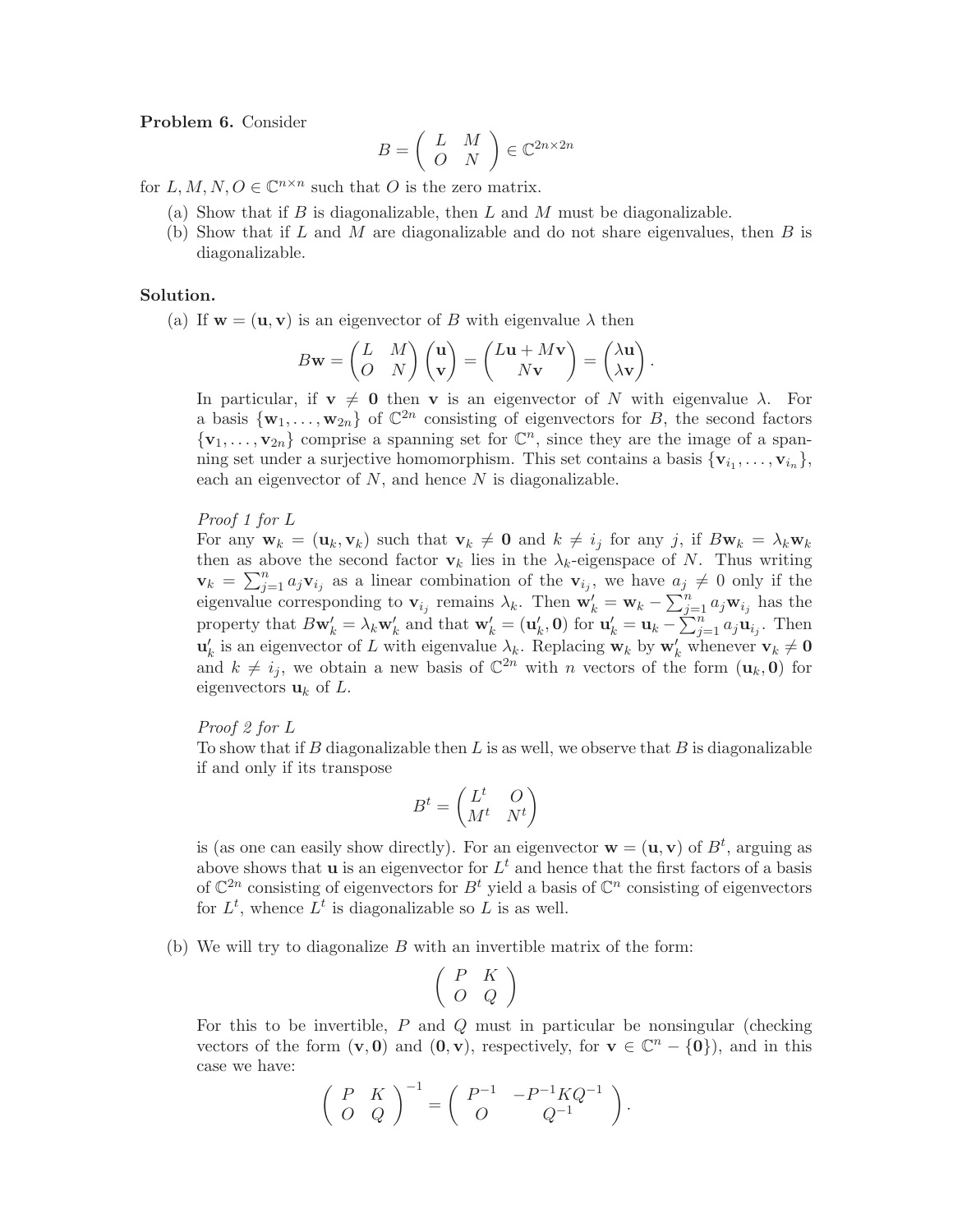**Problem 6.** Consider

$$B = \begin{pmatrix} L & M \\ O & N \end{pmatrix} \in \mathbb{C}^{2n \times 2n}$$

for $L, M, N, O \in \mathbb{C}^{n \times n}$ such that $O$ is the zero matrix.

(a) Show that if $B$ is diagonalizable, then $L$ and $M$ must be diagonalizable.

(b) Show that if $L$ and $M$ are diagonalizable and do not share eigenvalues, then $B$ is diagonalizable.

**Solution.**

(a) If $\mathbf{w} = (\mathbf{u}, \mathbf{v})$ is an eigenvector of $B$ with eigenvalue $\lambda$ then

$$B\mathbf{w} = \begin{pmatrix} L & M \\ O & N \end{pmatrix} \begin{pmatrix} \mathbf{u} \\ \mathbf{v} \end{pmatrix} = \begin{pmatrix} L\mathbf{u} + M\mathbf{v} \\ N\mathbf{v} \end{pmatrix} = \begin{pmatrix} \lambda \mathbf{u} \\ \lambda \mathbf{v} \end{pmatrix}.$$

In particular, if $\mathbf{v} \neq \mathbf{0}$ then $\mathbf{v}$ is an eigenvector of $N$ with eigenvalue $\lambda$. For a basis $\{\mathbf{w}_1, \ldots, \mathbf{w}_{2n}\}$ of $\mathbb{C}^{2n}$ consisting of eigenvectors for $B$, the second factors $\{\mathbf{v}_1, \ldots, \mathbf{v}_{2n}\}$ comprise a spanning set for $\mathbb{C}^n$, since they are the image of a spanning set under a surjective homomorphism. This set contains a basis $\{\mathbf{v}_{i_1}, \ldots, \mathbf{v}_{i_n}\}$, each an eigenvector of $N$, and hence $N$ is diagonalizable.

*Proof 1 for L*

For any $\mathbf{w}_k = (\mathbf{u}_k, \mathbf{v}_k)$ such that $\mathbf{v}_k \neq \mathbf{0}$ and $k \neq i_j$ for any $j$, if $B\mathbf{w}_k = \lambda_k \mathbf{w}_k$ then as above the second factor $\mathbf{v}_k$ lies in the $\lambda_k$-eigenspace of $N$. Thus writing $\mathbf{v}_k = \sum_{j=1}^n a_j \mathbf{v}_{i_j}$ as a linear combination of the $\mathbf{v}_{i_j}$, we have $a_j \neq 0$ only if the eigenvalue corresponding to $\mathbf{v}_{i_j}$ remains $\lambda_k$. Then $\mathbf{w}'_k = \mathbf{w}_k - \sum_{j=1}^n a_j \mathbf{w}_{i_j}$ has the property that $B\mathbf{w}'_k = \lambda_k \mathbf{w}'_k$ and that $\mathbf{w}'_k = (\mathbf{u}'_k, \mathbf{0})$ for $\mathbf{u}'_k = \mathbf{u}_k - \sum_{j=1}^n a_j \mathbf{u}_{i_j}$. Then $\mathbf{u}'_k$ is an eigenvector of $L$ with eigenvalue $\lambda_k$. Replacing $\mathbf{w}_k$ by $\mathbf{w}'_k$ whenever $\mathbf{v}_k \neq \mathbf{0}$ and $k \neq i_j$, we obtain a new basis of $\mathbb{C}^{2n}$ with $n$ vectors of the form $(\mathbf{u}_k, \mathbf{0})$ for eigenvectors $\mathbf{u}_k$ of $L$.

*Proof 2 for L*

To show that if $B$ diagonalizable then $L$ is as well, we observe that $B$ is diagonalizable if and only if its transpose

$$B^t = \begin{pmatrix} L^t & O \\ M^t & N^t \end{pmatrix}$$

is (as one can easily show directly). For an eigenvector $\mathbf{w} = (\mathbf{u}, \mathbf{v})$ of $B^t$, arguing as above shows that $\mathbf{u}$ is an eigenvector for $L^t$ and hence that the first factors of a basis of $\mathbb{C}^{2n}$ consisting of eigenvectors for $B^t$ yield a basis of $\mathbb{C}^n$ consisting of eigenvectors for $L^t$, whence $L^t$ is diagonalizable so $L$ is as well.

(b) We will try to diagonalize $B$ with an invertible matrix of the form:

$$\begin{pmatrix} P & K \\ O & Q \end{pmatrix}$$

For this to be invertible, $P$ and $Q$ must in particular be nonsingular (checking vectors of the form $(\mathbf{v}, \mathbf{0})$ and $(\mathbf{0}, \mathbf{v})$, respectively, for $\mathbf{v} \in \mathbb{C}^n - \{\mathbf{0}\}$), and in this case we have:

$$\begin{pmatrix} P & K \\ O & Q \end{pmatrix}^{-1} = \begin{pmatrix} P^{-1} & -P^{-1}KQ^{-1} \\ O & Q^{-1} \end{pmatrix}.$$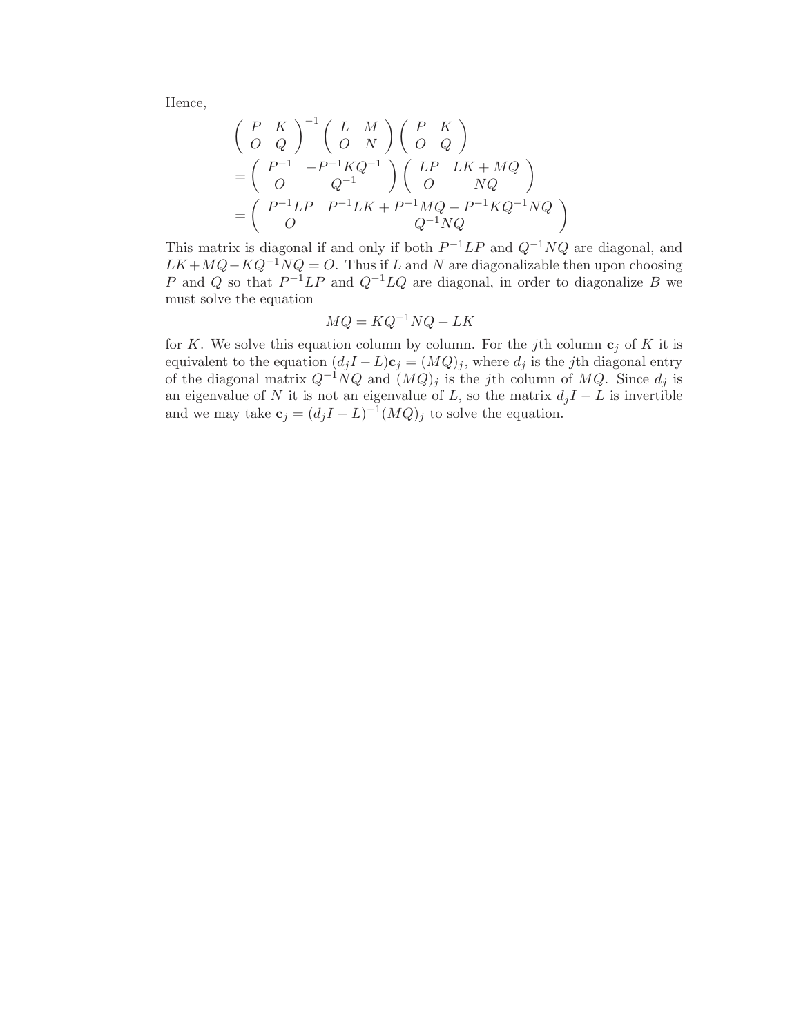Hence,

$$
\begin{aligned}
&\begin{pmatrix} P & K \\ O & Q \end{pmatrix}^{-1} \begin{pmatrix} L & M \\ O & N \end{pmatrix} \begin{pmatrix} P & K \\ O & Q \end{pmatrix} \\
&= \begin{pmatrix} P^{-1} & -P^{-1}KQ^{-1} \\ O & Q^{-1} \end{pmatrix} \begin{pmatrix} LP & LK + MQ \\ O & NQ \end{pmatrix} \\
&= \begin{pmatrix} P^{-1}LP & P^{-1}LK + P^{-1}MQ - P^{-1}KQ^{-1}NQ \\ O & Q^{-1}NQ \end{pmatrix}
\end{aligned}
$$

This matrix is diagonal if and only if both $P^{-1}LP$ and $Q^{-1}NQ$ are diagonal, and $LK + MQ - KQ^{-1}NQ = O$. Thus if $L$ and $N$ are diagonalizable then upon choosing $P$ and $Q$ so that $P^{-1}LP$ and $Q^{-1}LQ$ are diagonal, in order to diagonalize $B$ we must solve the equation

$$MQ = KQ^{-1}NQ - LK$$

for $K$. We solve this equation column by column. For the $j$th column $\mathbf{c}_j$ of $K$ it is equivalent to the equation $(d_jI - L)\mathbf{c}_j = (MQ)_j$, where $d_j$ is the $j$th diagonal entry of the diagonal matrix $Q^{-1}NQ$ and $(MQ)_j$ is the $j$th column of $MQ$. Since $d_j$ is an eigenvalue of $N$ it is not an eigenvalue of $L$, so the matrix $d_jI - L$ is invertible and we may take $\mathbf{c}_j = (d_jI - L)^{-1}(MQ)_j$ to solve the equation.